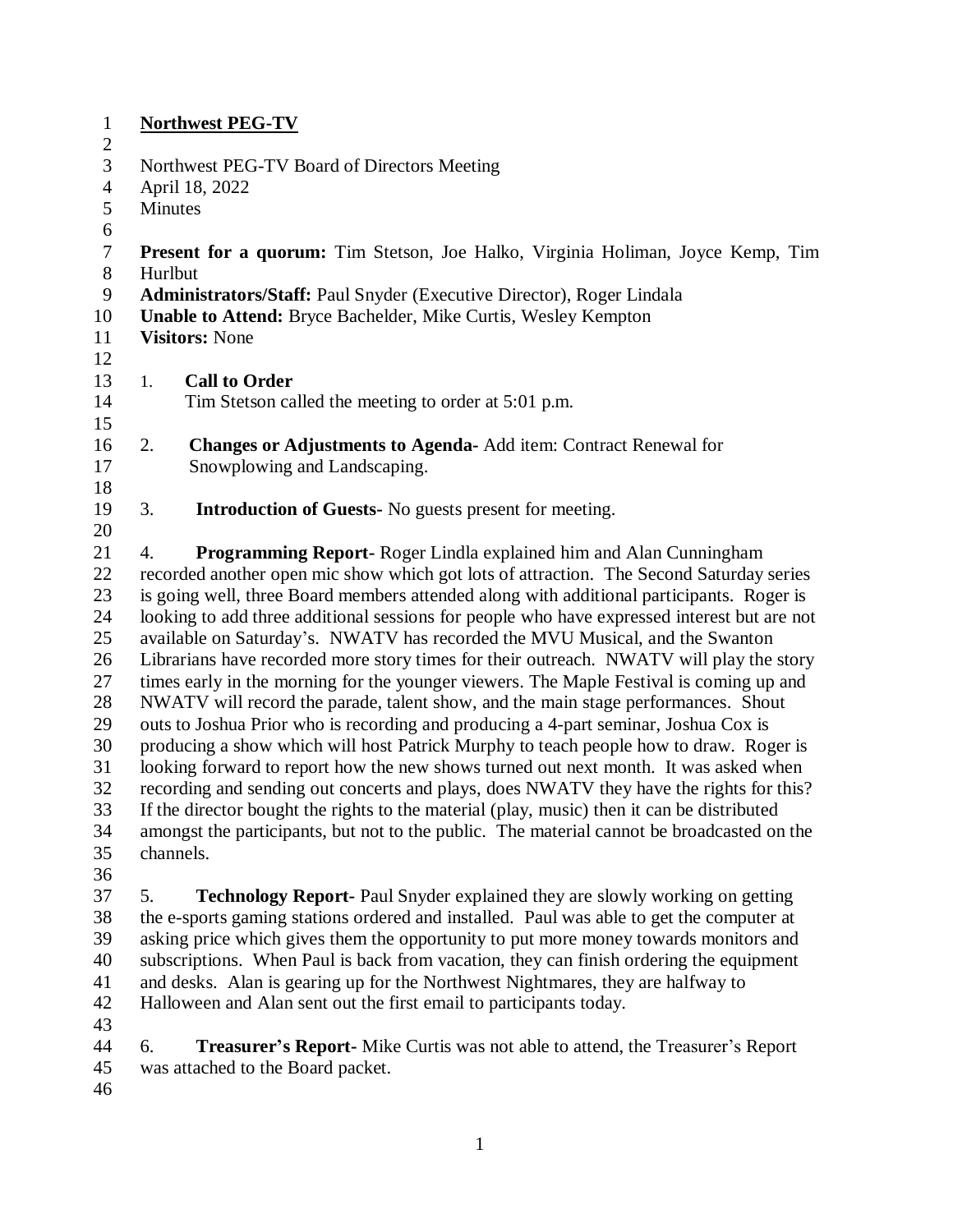**Northwest PEG-TV**

Northwest PEG-TV Board of Directors Meeting
April 18, 2022
Minutes

**Present for a quorum:** Tim Stetson, Joe Halko, Virginia Holiman, Joyce Kemp, Tim Hurlbut
**Administrators/Staff:** Paul Snyder (Executive Director), Roger Lindala
**Unable to Attend:** Bryce Bachelder, Mike Curtis, Wesley Kempton
**Visitors:** None

1. **Call to Order**
   Tim Stetson called the meeting to order at 5:01 p.m.

2. **Changes or Adjustments to Agenda-** Add item: Contract Renewal for Snowplowing and Landscaping.

3. **Introduction of Guests-** No guests present for meeting.

4. **Programming Report-** Roger Lindla explained him and Alan Cunningham recorded another open mic show which got lots of attraction. The Second Saturday series is going well, three Board members attended along with additional participants. Roger is looking to add three additional sessions for people who have expressed interest but are not available on Saturday's. NWATV has recorded the MVU Musical, and the Swanton Librarians have recorded more story times for their outreach. NWATV will play the story times early in the morning for the younger viewers. The Maple Festival is coming up and NWATV will record the parade, talent show, and the main stage performances. Shout outs to Joshua Prior who is recording and producing a 4-part seminar, Joshua Cox is producing a show which will host Patrick Murphy to teach people how to draw. Roger is looking forward to report how the new shows turned out next month. It was asked when recording and sending out concerts and plays, does NWATV they have the rights for this? If the director bought the rights to the material (play, music) then it can be distributed amongst the participants, but not to the public. The material cannot be broadcasted on the channels.

5. **Technology Report-** Paul Snyder explained they are slowly working on getting the e-sports gaming stations ordered and installed. Paul was able to get the computer at asking price which gives them the opportunity to put more money towards monitors and subscriptions. When Paul is back from vacation, they can finish ordering the equipment and desks. Alan is gearing up for the Northwest Nightmares, they are halfway to Halloween and Alan sent out the first email to participants today.

6. **Treasurer's Report-** Mike Curtis was not able to attend, the Treasurer's Report was attached to the Board packet.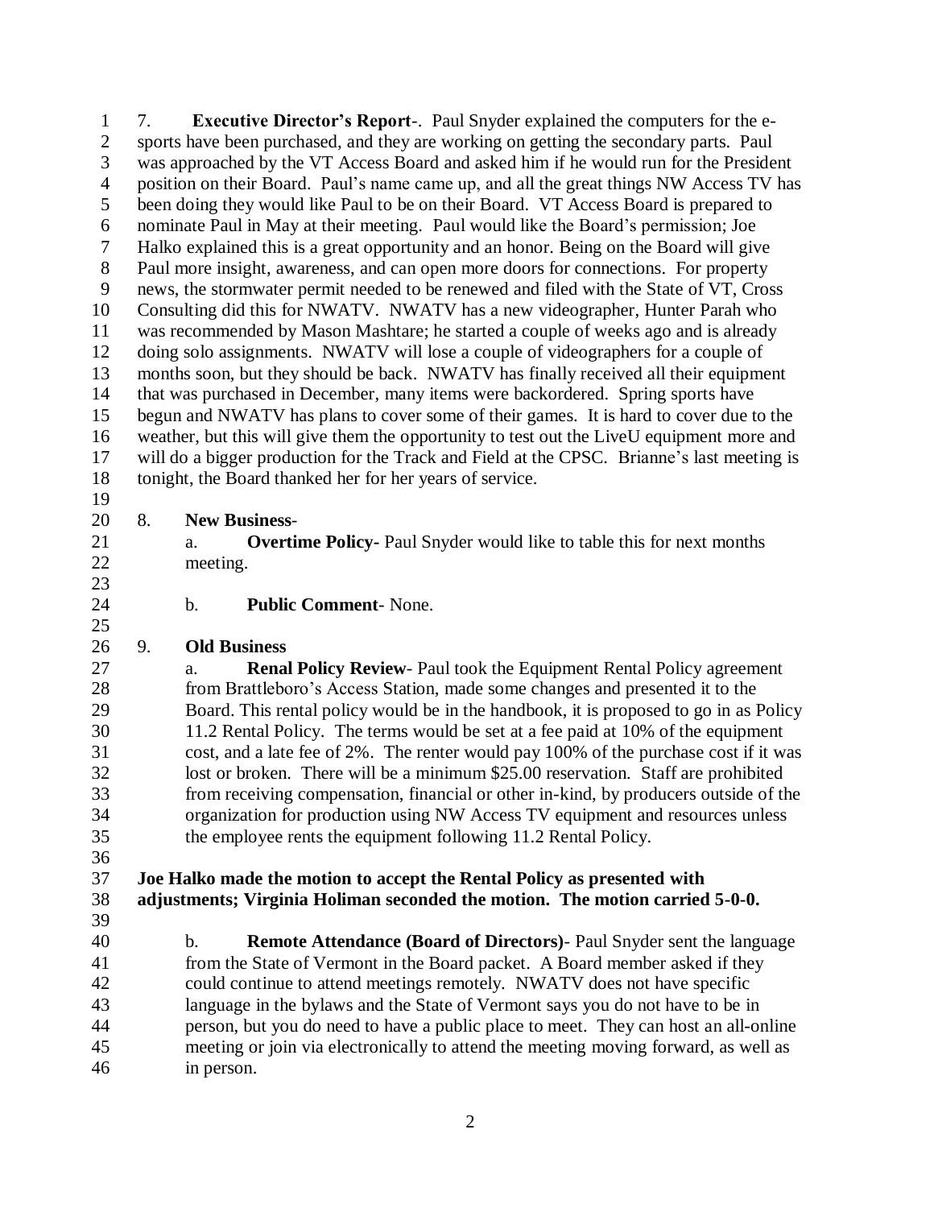7. **Executive Director's Report**-. Paul Snyder explained the computers for the e-sports have been purchased, and they are working on getting the secondary parts. Paul was approached by the VT Access Board and asked him if he would run for the President position on their Board. Paul's name came up, and all the great things NW Access TV has been doing they would like Paul to be on their Board. VT Access Board is prepared to nominate Paul in May at their meeting. Paul would like the Board's permission; Joe Halko explained this is a great opportunity and an honor. Being on the Board will give Paul more insight, awareness, and can open more doors for connections. For property news, the stormwater permit needed to be renewed and filed with the State of VT, Cross Consulting did this for NWATV. NWATV has a new videographer, Hunter Parah who was recommended by Mason Mashtare; he started a couple of weeks ago and is already doing solo assignments. NWATV will lose a couple of videographers for a couple of months soon, but they should be back. NWATV has finally received all their equipment that was purchased in December, many items were backordered. Spring sports have begun and NWATV has plans to cover some of their games. It is hard to cover due to the weather, but this will give them the opportunity to test out the LiveU equipment more and will do a bigger production for the Track and Field at the CPSC. Brianne's last meeting is tonight, the Board thanked her for her years of service.

8. **New Business**-

   a. **Overtime Policy-** Paul Snyder would like to table this for next months meeting.

   b. **Public Comment**- None.

9. **Old Business**

   a. **Renal Policy Review**- Paul took the Equipment Rental Policy agreement from Brattleboro's Access Station, made some changes and presented it to the Board. This rental policy would be in the handbook, it is proposed to go in as Policy 11.2 Rental Policy. The terms would be set at a fee paid at 10% of the equipment cost, and a late fee of 2%. The renter would pay 100% of the purchase cost if it was lost or broken. There will be a minimum $25.00 reservation. Staff are prohibited from receiving compensation, financial or other in-kind, by producers outside of the organization for production using NW Access TV equipment and resources unless the employee rents the equipment following 11.2 Rental Policy.

**Joe Halko made the motion to accept the Rental Policy as presented with adjustments; Virginia Holiman seconded the motion. The motion carried 5-0-0.**

   b. **Remote Attendance (Board of Directors)**- Paul Snyder sent the language from the State of Vermont in the Board packet. A Board member asked if they could continue to attend meetings remotely. NWATV does not have specific language in the bylaws and the State of Vermont says you do not have to be in person, but you do need to have a public place to meet. They can host an all-online meeting or join via electronically to attend the meeting moving forward, as well as in person.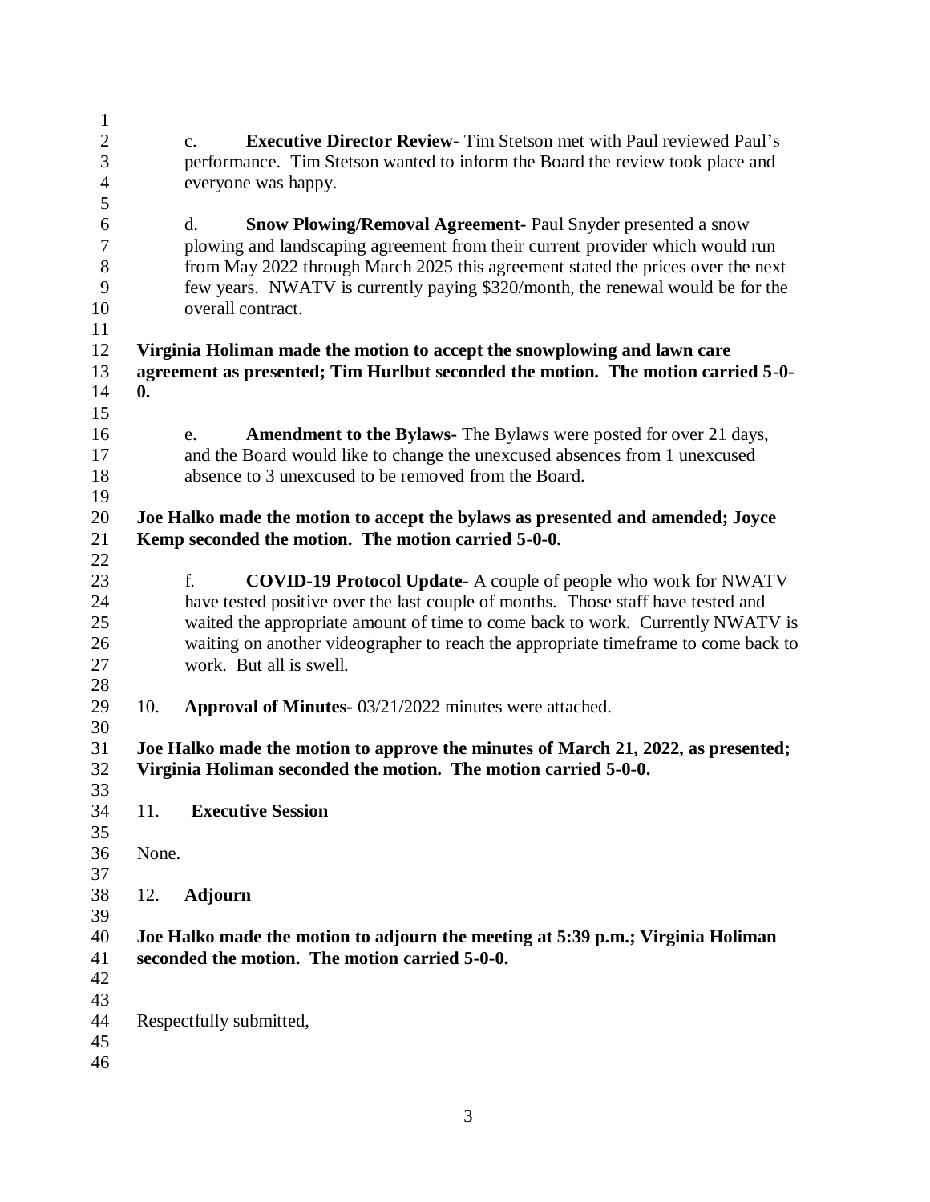c. **Executive Director Review-** Tim Stetson met with Paul reviewed Paul's performance. Tim Stetson wanted to inform the Board the review took place and everyone was happy.

d. **Snow Plowing/Removal Agreement-** Paul Snyder presented a snow plowing and landscaping agreement from their current provider which would run from May 2022 through March 2025 this agreement stated the prices over the next few years. NWATV is currently paying $320/month, the renewal would be for the overall contract.

**Virginia Holiman made the motion to accept the snowplowing and lawn care agreement as presented; Tim Hurlbut seconded the motion. The motion carried 5-0-0.**

e. **Amendment to the Bylaws-** The Bylaws were posted for over 21 days, and the Board would like to change the unexcused absences from 1 unexcused absence to 3 unexcused to be removed from the Board.

**Joe Halko made the motion to accept the bylaws as presented and amended; Joyce Kemp seconded the motion. The motion carried 5-0-0.**

f. **COVID-19 Protocol Update**- A couple of people who work for NWATV have tested positive over the last couple of months. Those staff have tested and waited the appropriate amount of time to come back to work. Currently NWATV is waiting on another videographer to reach the appropriate timeframe to come back to work. But all is swell.

10. **Approval of Minutes-** 03/21/2022 minutes were attached.

**Joe Halko made the motion to approve the minutes of March 21, 2022, as presented; Virginia Holiman seconded the motion. The motion carried 5-0-0.**

11. **Executive Session**

None.

12. **Adjourn**

**Joe Halko made the motion to adjourn the meeting at 5:39 p.m.; Virginia Holiman seconded the motion. The motion carried 5-0-0.**

Respectfully submitted,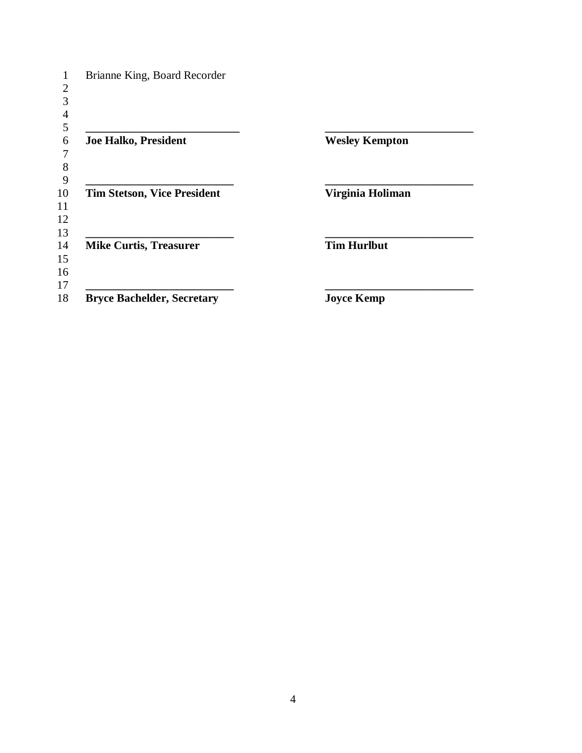Brianne King, Board Recorder

| | |
|---|---|
| ________________________ | ________________________ |
| **Joe Halko, President** | **Wesley Kempton** |
| ________________________ | ________________________ |
| **Tim Stetson, Vice President** | **Virginia Holiman** |
| ________________________ | ________________________ |
| **Mike Curtis, Treasurer** | **Tim Hurlbut** |
| ________________________ | ________________________ |
| **Bryce Bachelder, Secretary** | **Joyce Kemp** |